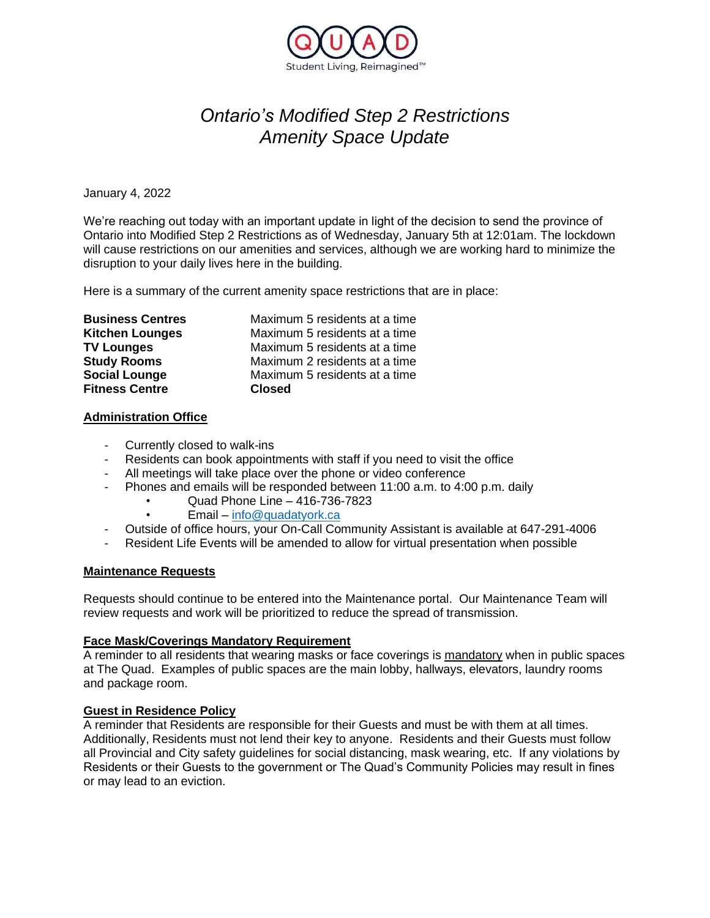QUAD
Student Living, Reimagined™

# *Ontario's Modified Step 2 Restrictions*
# *Amenity Space Update*

January 4, 2022

We're reaching out today with an important update in light of the decision to send the province of Ontario into Modified Step 2 Restrictions as of Wednesday, January 5th at 12:01am. The lockdown will cause restrictions on our amenities and services, although we are working hard to minimize the disruption to your daily lives here in the building.

Here is a summary of the current amenity space restrictions that are in place:

| | |
|---|---|
| **Business Centres** | Maximum 5 residents at a time |
| **Kitchen Lounges** | Maximum 5 residents at a time |
| **TV Lounges** | Maximum 5 residents at a time |
| **Study Rooms** | Maximum 2 residents at a time |
| **Social Lounge** | Maximum 5 residents at a time |
| **Fitness Centre** | **Closed** |

## Administration Office

- Currently closed to walk-ins
- Residents can book appointments with staff if you need to visit the office
- All meetings will take place over the phone or video conference
- Phones and emails will be responded between 11:00 a.m. to 4:00 p.m. daily
  - Quad Phone Line – 416-736-7823
  - Email – info@quadatyork.ca
- Outside of office hours, your On-Call Community Assistant is available at 647-291-4006
- Resident Life Events will be amended to allow for virtual presentation when possible

## Maintenance Requests

Requests should continue to be entered into the Maintenance portal. Our Maintenance Team will review requests and work will be prioritized to reduce the spread of transmission.

## Face Mask/Coverings Mandatory Requirement

A reminder to all residents that wearing masks or face coverings is mandatory when in public spaces at The Quad. Examples of public spaces are the main lobby, hallways, elevators, laundry rooms and package room.

## Guest in Residence Policy

A reminder that Residents are responsible for their Guests and must be with them at all times. Additionally, Residents must not lend their key to anyone. Residents and their Guests must follow all Provincial and City safety guidelines for social distancing, mask wearing, etc. If any violations by Residents or their Guests to the government or The Quad's Community Policies may result in fines or may lead to an eviction.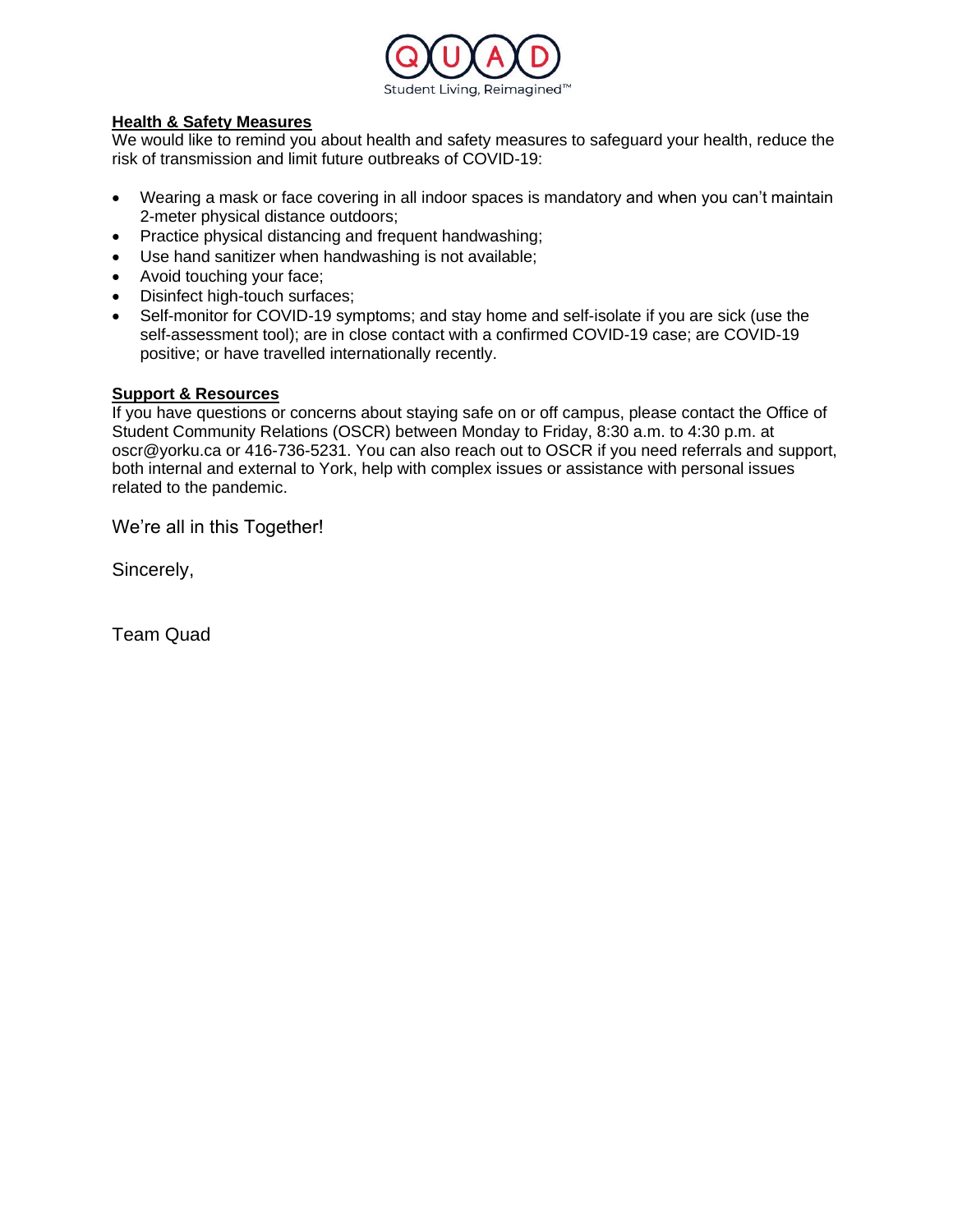**Health & Safety Measures**

We would like to remind you about health and safety measures to safeguard your health, reduce the risk of transmission and limit future outbreaks of COVID-19:

- Wearing a mask or face covering in all indoor spaces is mandatory and when you can't maintain 2-meter physical distance outdoors;
- Practice physical distancing and frequent handwashing;
- Use hand sanitizer when handwashing is not available;
- Avoid touching your face;
- Disinfect high-touch surfaces;
- Self-monitor for COVID-19 symptoms; and stay home and self-isolate if you are sick (use the self-assessment tool); are in close contact with a confirmed COVID-19 case; are COVID-19 positive; or have travelled internationally recently.

**Support & Resources**

If you have questions or concerns about staying safe on or off campus, please contact the Office of Student Community Relations (OSCR) between Monday to Friday, 8:30 a.m. to 4:30 p.m. at oscr@yorku.ca or 416-736-5231. You can also reach out to OSCR if you need referrals and support, both internal and external to York, help with complex issues or assistance with personal issues related to the pandemic.

We're all in this Together!

Sincerely,

Team Quad